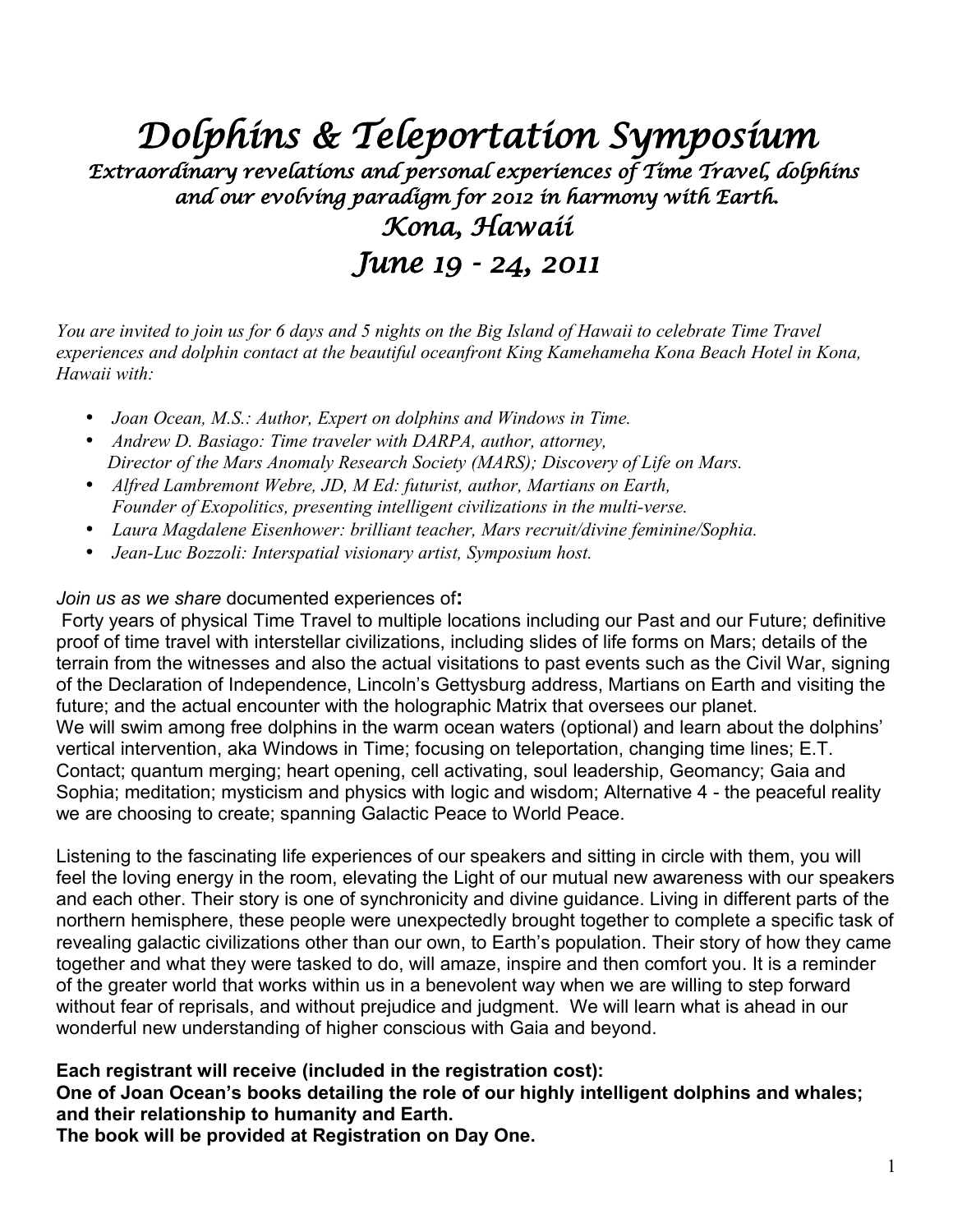# Dolphins & Teleportation Symposium

## *Extraordinary revelations and personal experiences of Time Travel, dolphins and our evolving paradigm for 2012 in harmony with Earth.*

## *Kona, Hawaii*

## *June 19 - 24, 2011*

*You are invited to join us for 6 days and 5 nights on the Big Island of Hawaii to celebrate Time Travel experiences and dolphin contact at the beautiful oceanfront King Kamehameha Kona Beach Hotel in Kona, Hawaii with:*

- *Joan Ocean, M.S.: Author, Expert on dolphins and Windows in Time.*
- *Andrew D. Basiago: Time traveler with DARPA, author, attorney, Director of the Mars Anomaly Research Society (MARS); Discovery of Life on Mars.*
- *Alfred Lambremont Webre, JD, M Ed: futurist, author, Martians on Earth, Founder of Exopolitics, presenting intelligent civilizations in the multi-verse.*
- *Laura Magdalene Eisenhower: brilliant teacher, Mars recruit/divine feminine/Sophia.*
- *Jean-Luc Bozzoli: Interspatial visionary artist, Symposium host.*

*Join us as we share* documented experiences of**:**

Forty years of physical Time Travel to multiple locations including our Past and our Future; definitive proof of time travel with interstellar civilizations, including slides of life forms on Mars; details of the terrain from the witnesses and also the actual visitations to past events such as the Civil War, signing of the Declaration of Independence, Lincoln's Gettysburg address, Martians on Earth and visiting the future; and the actual encounter with the holographic Matrix that oversees our planet.
We will swim among free dolphins in the warm ocean waters (optional) and learn about the dolphins' vertical intervention, aka Windows in Time; focusing on teleportation, changing time lines; E.T. Contact; quantum merging; heart opening, cell activating, soul leadership, Geomancy; Gaia and Sophia; meditation; mysticism and physics with logic and wisdom; Alternative 4 - the peaceful reality we are choosing to create; spanning Galactic Peace to World Peace.

Listening to the fascinating life experiences of our speakers and sitting in circle with them, you will feel the loving energy in the room, elevating the Light of our mutual new awareness with our speakers and each other. Their story is one of synchronicity and divine guidance. Living in different parts of the northern hemisphere, these people were unexpectedly brought together to complete a specific task of revealing galactic civilizations other than our own, to Earth's population. Their story of how they came together and what they were tasked to do, will amaze, inspire and then comfort you. It is a reminder of the greater world that works within us in a benevolent way when we are willing to step forward without fear of reprisals, and without prejudice and judgment. We will learn what is ahead in our wonderful new understanding of higher conscious with Gaia and beyond.

**Each registrant will receive (included in the registration cost):**
**One of Joan Ocean's books detailing the role of our highly intelligent dolphins and whales; and their relationship to humanity and Earth.**
**The book will be provided at Registration on Day One.**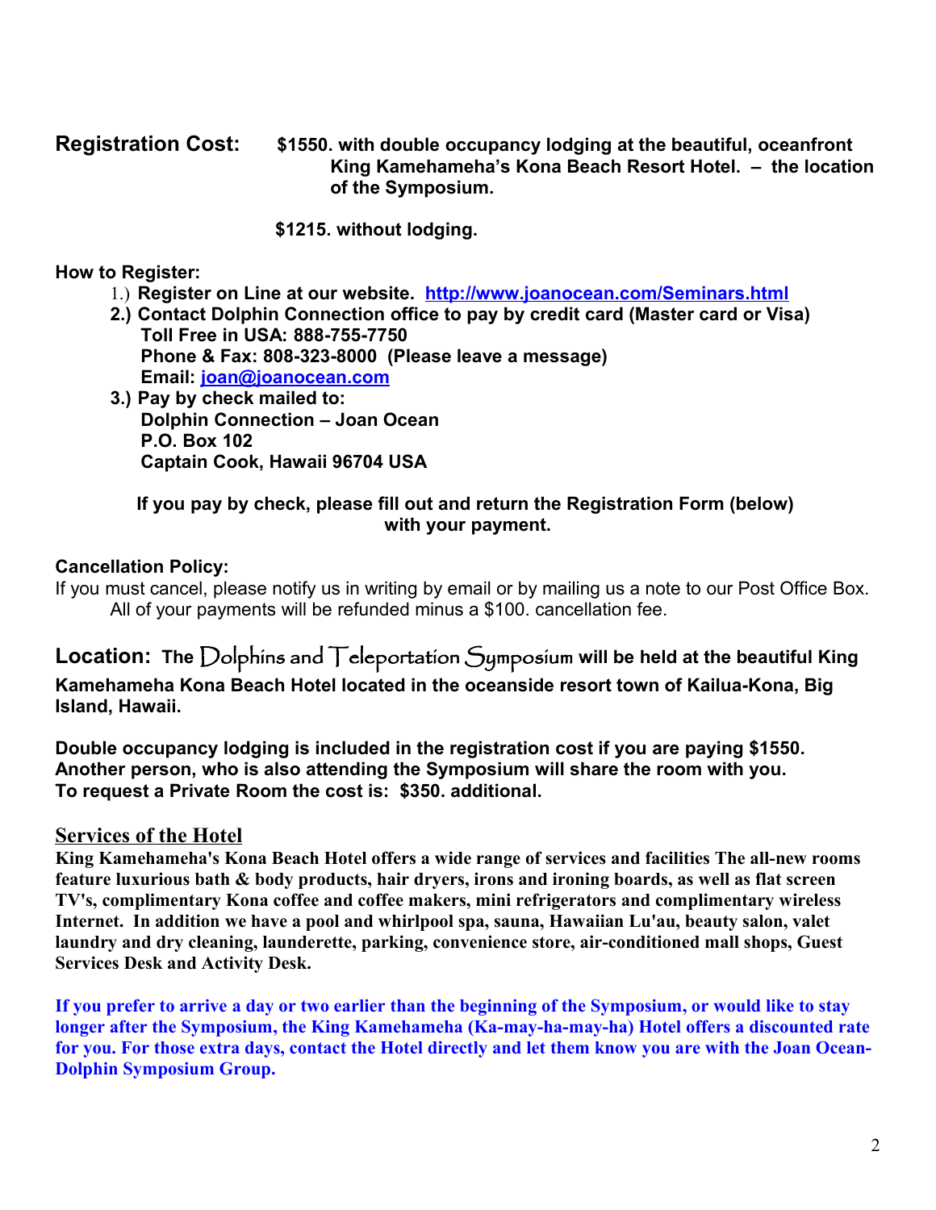**Registration Cost:** **$1550. with double occupancy lodging at the beautiful, oceanfront King Kamehameha's Kona Beach Resort Hotel. – the location of the Symposium.**

**$1215. without lodging.**

**How to Register:**

1.) **Register on Line at our website.** **http://www.joanocean.com/Seminars.html**

2.) **Contact Dolphin Connection office to pay by credit card (Master card or Visa)**
**Toll Free in USA: 888-755-7750**
**Phone & Fax: 808-323-8000 (Please leave a message)**
**Email: joan@joanocean.com**

3.) **Pay by check mailed to:**
**Dolphin Connection – Joan Ocean**
**P.O. Box 102**
**Captain Cook, Hawaii 96704 USA**

**If you pay by check, please fill out and return the Registration Form (below) with your payment.**

**Cancellation Policy:**

If you must cancel, please notify us in writing by email or by mailing us a note to our Post Office Box. All of your payments will be refunded minus a $100. cancellation fee.

**Location:** **The Dolphins and Teleportation Symposium will be held at the beautiful King Kamehameha Kona Beach Hotel located in the oceanside resort town of Kailua-Kona, Big Island, Hawaii.**

**Double occupancy lodging is included in the registration cost if you are paying $1550. Another person, who is also attending the Symposium will share the room with you. To request a Private Room the cost is: $350. additional.**

## Services of the Hotel

**King Kamehameha's Kona Beach Hotel offers a wide range of services and facilities The all-new rooms feature luxurious bath & body products, hair dryers, irons and ironing boards, as well as flat screen TV's, complimentary Kona coffee and coffee makers, mini refrigerators and complimentary wireless Internet. In addition we have a pool and whirlpool spa, sauna, Hawaiian Lu'au, beauty salon, valet laundry and dry cleaning, launderette, parking, convenience store, air-conditioned mall shops, Guest Services Desk and Activity Desk.**

**If you prefer to arrive a day or two earlier than the beginning of the Symposium, or would like to stay longer after the Symposium, the King Kamehameha (Ka-may-ha-may-ha) Hotel offers a discounted rate for you. For those extra days, contact the Hotel directly and let them know you are with the Joan Ocean-Dolphin Symposium Group.**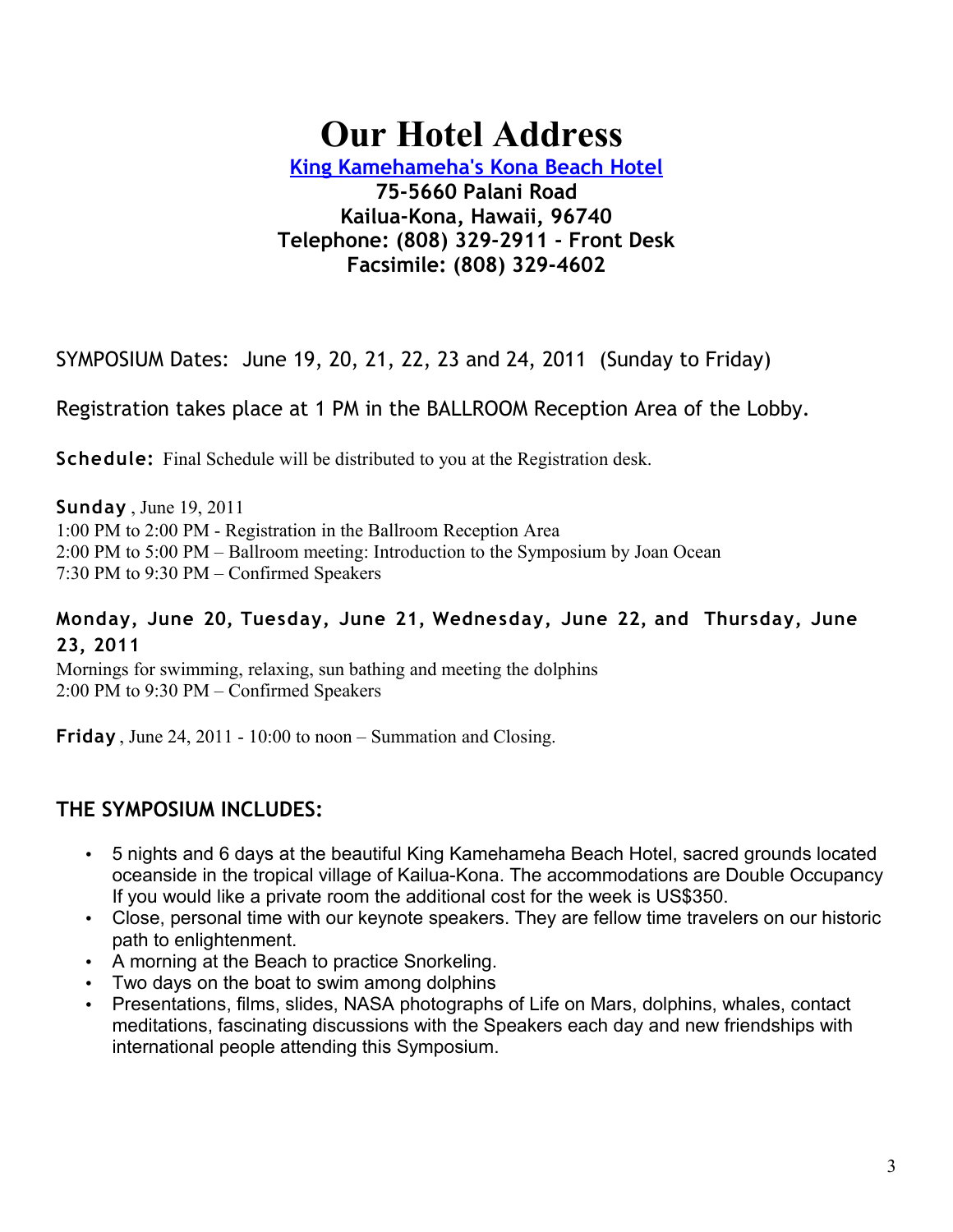# Our Hotel Address

**[King Kamehameha's Kona Beach Hotel](#)**
**75-5660 Palani Road**
**Kailua-Kona, Hawaii, 96740**
**Telephone: (808) 329-2911 - Front Desk**
**Facsimile: (808) 329-4602**

SYMPOSIUM Dates: June 19, 20, 21, 22, 23 and 24, 2011 (Sunday to Friday)

Registration takes place at 1 PM in the BALLROOM Reception Area of the Lobby.

**Schedule:** Final Schedule will be distributed to you at the Registration desk.

**Sunday** , June 19, 2011
1:00 PM to 2:00 PM - Registration in the Ballroom Reception Area
2:00 PM to 5:00 PM – Ballroom meeting: Introduction to the Symposium by Joan Ocean
7:30 PM to 9:30 PM – Confirmed Speakers

**Monday, June 20, Tuesday, June 21, Wednesday, June 22, and Thursday, June 23, 2011**
Mornings for swimming, relaxing, sun bathing and meeting the dolphins
2:00 PM to 9:30 PM – Confirmed Speakers

**Friday** , June 24, 2011 - 10:00 to noon – Summation and Closing.

## THE SYMPOSIUM INCLUDES:

- 5 nights and 6 days at the beautiful King Kamehameha Beach Hotel, sacred grounds located oceanside in the tropical village of Kailua-Kona. The accommodations are Double Occupancy If you would like a private room the additional cost for the week is US$350.
- Close, personal time with our keynote speakers. They are fellow time travelers on our historic path to enlightenment.
- A morning at the Beach to practice Snorkeling.
- Two days on the boat to swim among dolphins
- Presentations, films, slides, NASA photographs of Life on Mars, dolphins, whales, contact meditations, fascinating discussions with the Speakers each day and new friendships with international people attending this Symposium.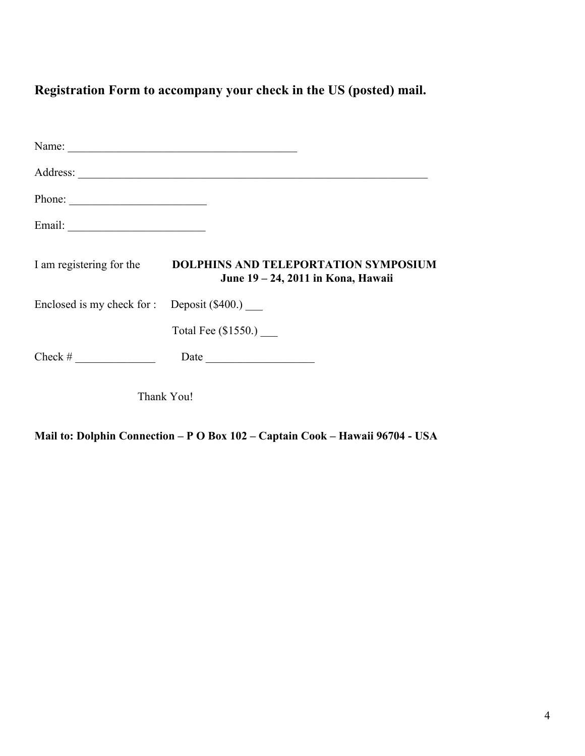**Registration Form to accompany your check in the US (posted) mail.**

Name: ________________________________________

Address: ____________________________________________________________

Phone: ________________________

Email: ________________________

I am registering for the **DOLPHINS AND TELEPORTATION SYMPOSIUM**
**June 19 – 24, 2011 in Kona, Hawaii**

Enclosed is my check for : Deposit ($400.) ___

Total Fee ($1550.) ___

Check # ______________ Date ___________________

Thank You!

**Mail to: Dolphin Connection – P O Box 102 – Captain Cook – Hawaii 96704 - USA**